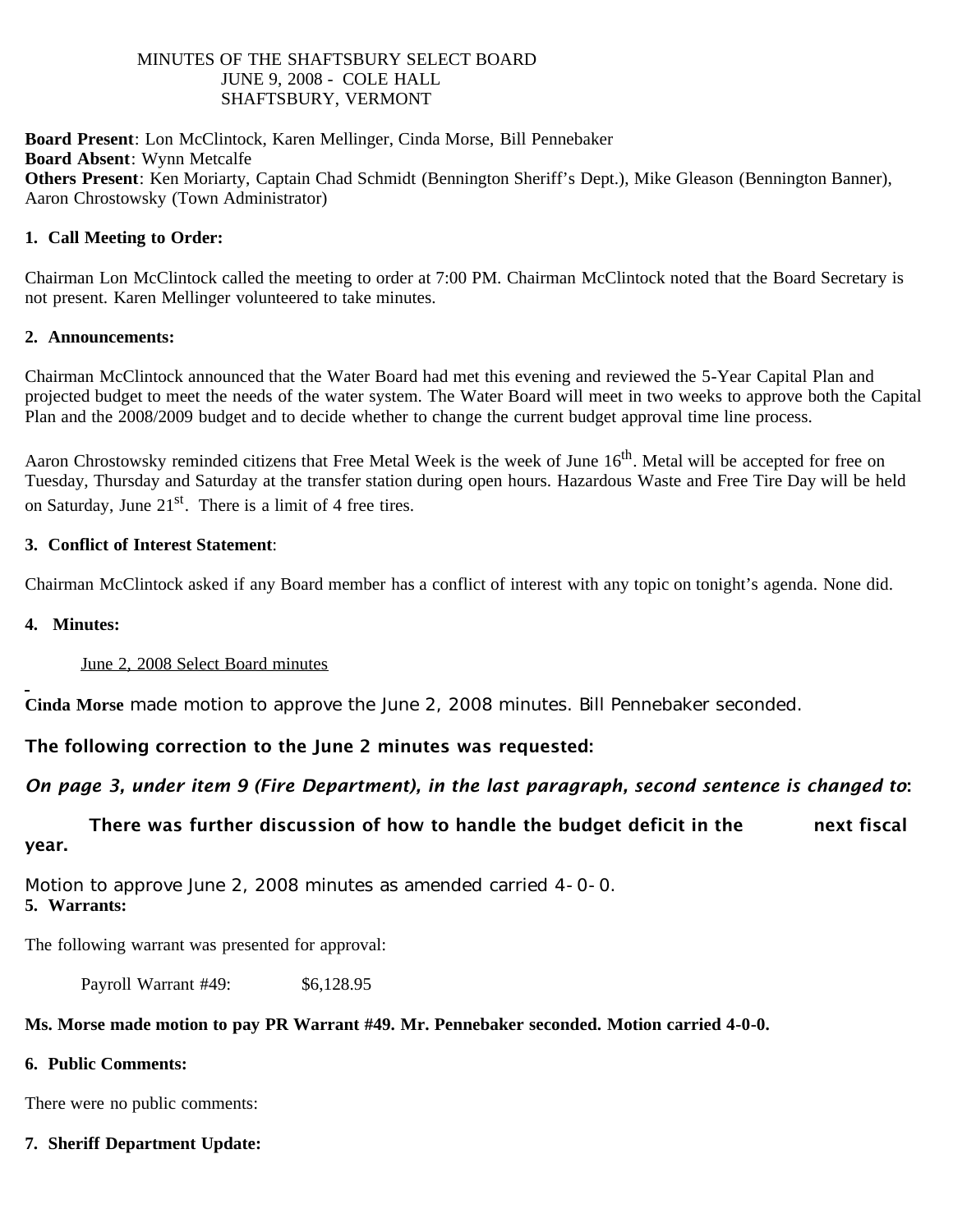MINUTES OF THE SHAFTSBURY SELECT BOARD
JUNE 9, 2008 - COLE HALL
SHAFTSBURY, VERMONT

**Board Present**: Lon McClintock, Karen Mellinger, Cinda Morse, Bill Pennebaker
**Board Absent**: Wynn Metcalfe
**Others Present**: Ken Moriarty, Captain Chad Schmidt (Bennington Sheriff's Dept.), Mike Gleason (Bennington Banner), Aaron Chrostowsky (Town Administrator)

**1. Call Meeting to Order:**

Chairman Lon McClintock called the meeting to order at 7:00 PM. Chairman McClintock noted that the Board Secretary is not present. Karen Mellinger volunteered to take minutes.

**2. Announcements:**

Chairman McClintock announced that the Water Board had met this evening and reviewed the 5-Year Capital Plan and projected budget to meet the needs of the water system. The Water Board will meet in two weeks to approve both the Capital Plan and the 2008/2009 budget and to decide whether to change the current budget approval time line process.

Aaron Chrostowsky reminded citizens that Free Metal Week is the week of June 16th. Metal will be accepted for free on Tuesday, Thursday and Saturday at the transfer station during open hours. Hazardous Waste and Free Tire Day will be held on Saturday, June 21st. There is a limit of 4 free tires.

**3. Conflict of Interest Statement**:

Chairman McClintock asked if any Board member has a conflict of interest with any topic on tonight's agenda. None did.

**4. Minutes:**

June 2, 2008 Select Board minutes

**Cinda Morse** made motion to approve the June 2, 2008 minutes. Bill Pennebaker seconded.

**The following correction to the June 2 minutes was requested:**

***On page 3, under item 9 (Fire Department), in the last paragraph, second sentence is changed to*:**

**There was further discussion of how to handle the budget deficit in the next fiscal year.**

Motion to approve June 2, 2008 minutes as amended carried 4-0-0.

**5. Warrants:**

The following warrant was presented for approval:

Payroll Warrant #49: $6,128.95

**Ms. Morse made motion to pay PR Warrant #49. Mr. Pennebaker seconded. Motion carried 4-0-0.**

**6. Public Comments:**

There were no public comments:

**7. Sheriff Department Update:**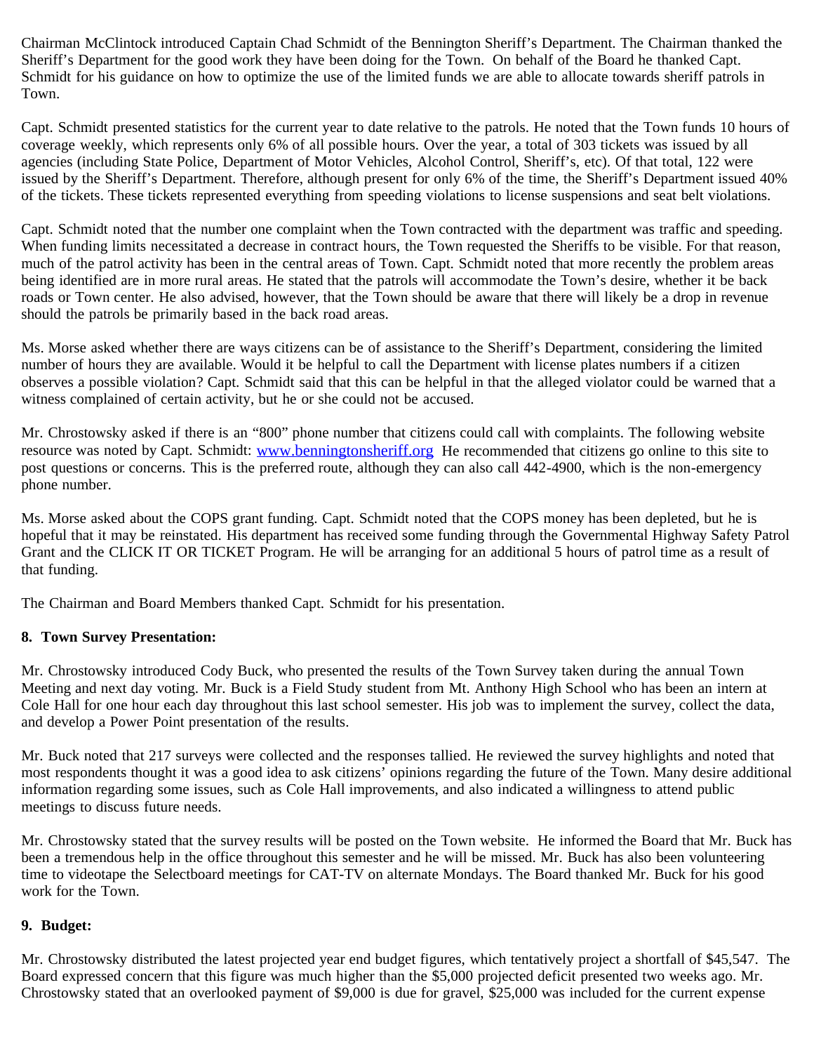Chairman McClintock introduced Captain Chad Schmidt of the Bennington Sheriff's Department. The Chairman thanked the Sheriff's Department for the good work they have been doing for the Town. On behalf of the Board he thanked Capt. Schmidt for his guidance on how to optimize the use of the limited funds we are able to allocate towards sheriff patrols in Town.

Capt. Schmidt presented statistics for the current year to date relative to the patrols. He noted that the Town funds 10 hours of coverage weekly, which represents only 6% of all possible hours. Over the year, a total of 303 tickets was issued by all agencies (including State Police, Department of Motor Vehicles, Alcohol Control, Sheriff's, etc). Of that total, 122 were issued by the Sheriff's Department. Therefore, although present for only 6% of the time, the Sheriff's Department issued 40% of the tickets. These tickets represented everything from speeding violations to license suspensions and seat belt violations.

Capt. Schmidt noted that the number one complaint when the Town contracted with the department was traffic and speeding. When funding limits necessitated a decrease in contract hours, the Town requested the Sheriffs to be visible. For that reason, much of the patrol activity has been in the central areas of Town. Capt. Schmidt noted that more recently the problem areas being identified are in more rural areas. He stated that the patrols will accommodate the Town's desire, whether it be back roads or Town center. He also advised, however, that the Town should be aware that there will likely be a drop in revenue should the patrols be primarily based in the back road areas.

Ms. Morse asked whether there are ways citizens can be of assistance to the Sheriff's Department, considering the limited number of hours they are available. Would it be helpful to call the Department with license plates numbers if a citizen observes a possible violation? Capt. Schmidt said that this can be helpful in that the alleged violator could be warned that a witness complained of certain activity, but he or she could not be accused.

Mr. Chrostowsky asked if there is an "800" phone number that citizens could call with complaints. The following website resource was noted by Capt. Schmidt: [www.benningtonsheriff.org](http://www.benningtonsheriff.org) He recommended that citizens go online to this site to post questions or concerns. This is the preferred route, although they can also call 442-4900, which is the non-emergency phone number.

Ms. Morse asked about the COPS grant funding. Capt. Schmidt noted that the COPS money has been depleted, but he is hopeful that it may be reinstated. His department has received some funding through the Governmental Highway Safety Patrol Grant and the CLICK IT OR TICKET Program. He will be arranging for an additional 5 hours of patrol time as a result of that funding.

The Chairman and Board Members thanked Capt. Schmidt for his presentation.

**8. Town Survey Presentation:**

Mr. Chrostowsky introduced Cody Buck, who presented the results of the Town Survey taken during the annual Town Meeting and next day voting. Mr. Buck is a Field Study student from Mt. Anthony High School who has been an intern at Cole Hall for one hour each day throughout this last school semester. His job was to implement the survey, collect the data, and develop a Power Point presentation of the results.

Mr. Buck noted that 217 surveys were collected and the responses tallied. He reviewed the survey highlights and noted that most respondents thought it was a good idea to ask citizens' opinions regarding the future of the Town. Many desire additional information regarding some issues, such as Cole Hall improvements, and also indicated a willingness to attend public meetings to discuss future needs.

Mr. Chrostowsky stated that the survey results will be posted on the Town website. He informed the Board that Mr. Buck has been a tremendous help in the office throughout this semester and he will be missed. Mr. Buck has also been volunteering time to videotape the Selectboard meetings for CAT-TV on alternate Mondays. The Board thanked Mr. Buck for his good work for the Town.

**9. Budget:**

Mr. Chrostowsky distributed the latest projected year end budget figures, which tentatively project a shortfall of $45,547. The Board expressed concern that this figure was much higher than the $5,000 projected deficit presented two weeks ago. Mr. Chrostowsky stated that an overlooked payment of $9,000 is due for gravel, $25,000 was included for the current expense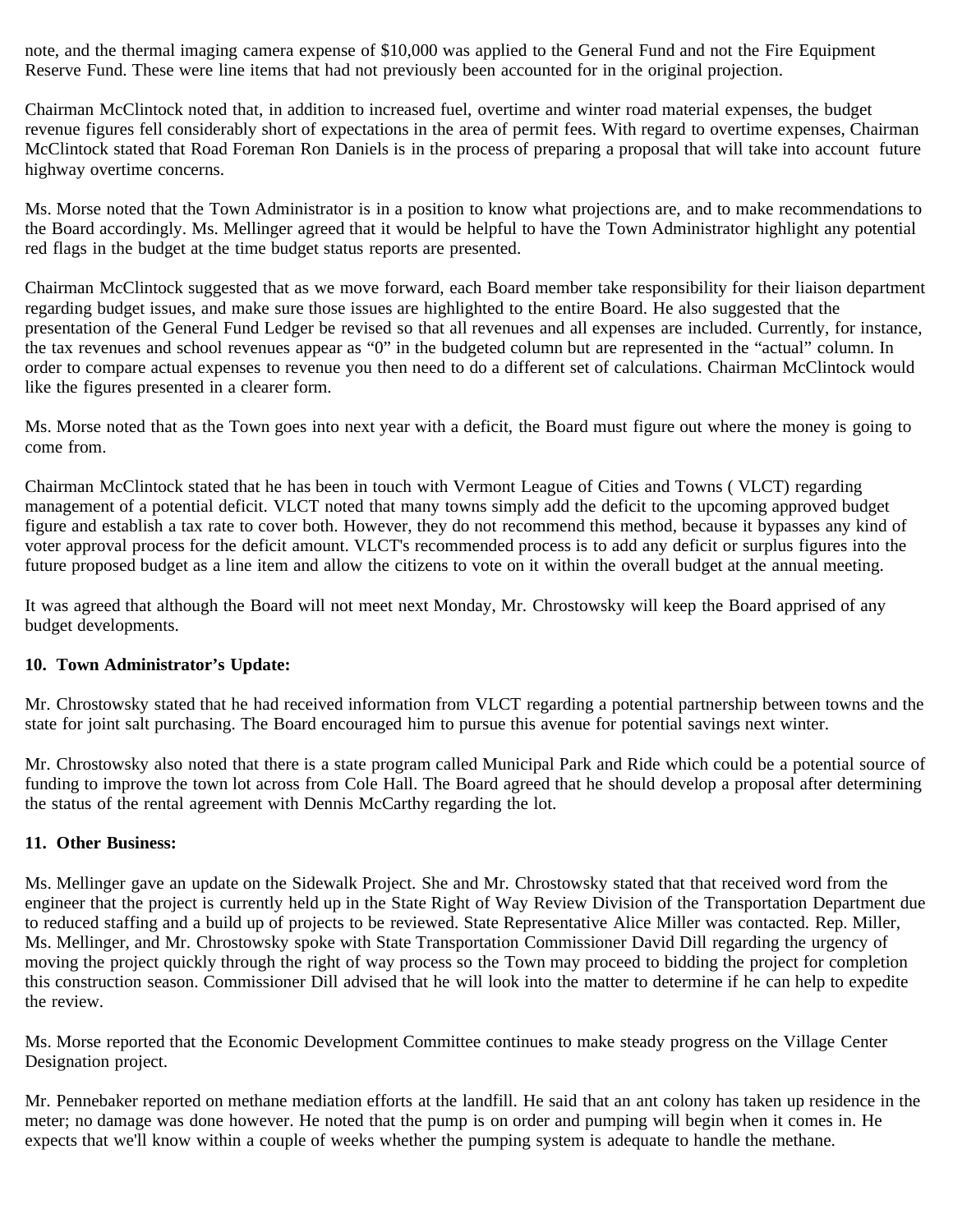note, and the thermal imaging camera expense of $10,000 was applied to the General Fund and not the Fire Equipment Reserve Fund. These were line items that had not previously been accounted for in the original projection.

Chairman McClintock noted that, in addition to increased fuel, overtime and winter road material expenses, the budget revenue figures fell considerably short of expectations in the area of permit fees. With regard to overtime expenses, Chairman McClintock stated that Road Foreman Ron Daniels is in the process of preparing a proposal that will take into account future highway overtime concerns.

Ms. Morse noted that the Town Administrator is in a position to know what projections are, and to make recommendations to the Board accordingly. Ms. Mellinger agreed that it would be helpful to have the Town Administrator highlight any potential red flags in the budget at the time budget status reports are presented.

Chairman McClintock suggested that as we move forward, each Board member take responsibility for their liaison department regarding budget issues, and make sure those issues are highlighted to the entire Board. He also suggested that the presentation of the General Fund Ledger be revised so that all revenues and all expenses are included. Currently, for instance, the tax revenues and school revenues appear as "0" in the budgeted column but are represented in the "actual" column. In order to compare actual expenses to revenue you then need to do a different set of calculations. Chairman McClintock would like the figures presented in a clearer form.

Ms. Morse noted that as the Town goes into next year with a deficit, the Board must figure out where the money is going to come from.

Chairman McClintock stated that he has been in touch with Vermont League of Cities and Towns ( VLCT) regarding management of a potential deficit. VLCT noted that many towns simply add the deficit to the upcoming approved budget figure and establish a tax rate to cover both. However, they do not recommend this method, because it bypasses any kind of voter approval process for the deficit amount. VLCT's recommended process is to add any deficit or surplus figures into the future proposed budget as a line item and allow the citizens to vote on it within the overall budget at the annual meeting.

It was agreed that although the Board will not meet next Monday, Mr. Chrostowsky will keep the Board apprised of any budget developments.

**10. Town Administrator's Update:**

Mr. Chrostowsky stated that he had received information from VLCT regarding a potential partnership between towns and the state for joint salt purchasing. The Board encouraged him to pursue this avenue for potential savings next winter.

Mr. Chrostowsky also noted that there is a state program called Municipal Park and Ride which could be a potential source of funding to improve the town lot across from Cole Hall. The Board agreed that he should develop a proposal after determining the status of the rental agreement with Dennis McCarthy regarding the lot.

**11. Other Business:**

Ms. Mellinger gave an update on the Sidewalk Project. She and Mr. Chrostowsky stated that that received word from the engineer that the project is currently held up in the State Right of Way Review Division of the Transportation Department due to reduced staffing and a build up of projects to be reviewed. State Representative Alice Miller was contacted. Rep. Miller, Ms. Mellinger, and Mr. Chrostowsky spoke with State Transportation Commissioner David Dill regarding the urgency of moving the project quickly through the right of way process so the Town may proceed to bidding the project for completion this construction season. Commissioner Dill advised that he will look into the matter to determine if he can help to expedite the review.

Ms. Morse reported that the Economic Development Committee continues to make steady progress on the Village Center Designation project.

Mr. Pennebaker reported on methane mediation efforts at the landfill. He said that an ant colony has taken up residence in the meter; no damage was done however. He noted that the pump is on order and pumping will begin when it comes in. He expects that we'll know within a couple of weeks whether the pumping system is adequate to handle the methane.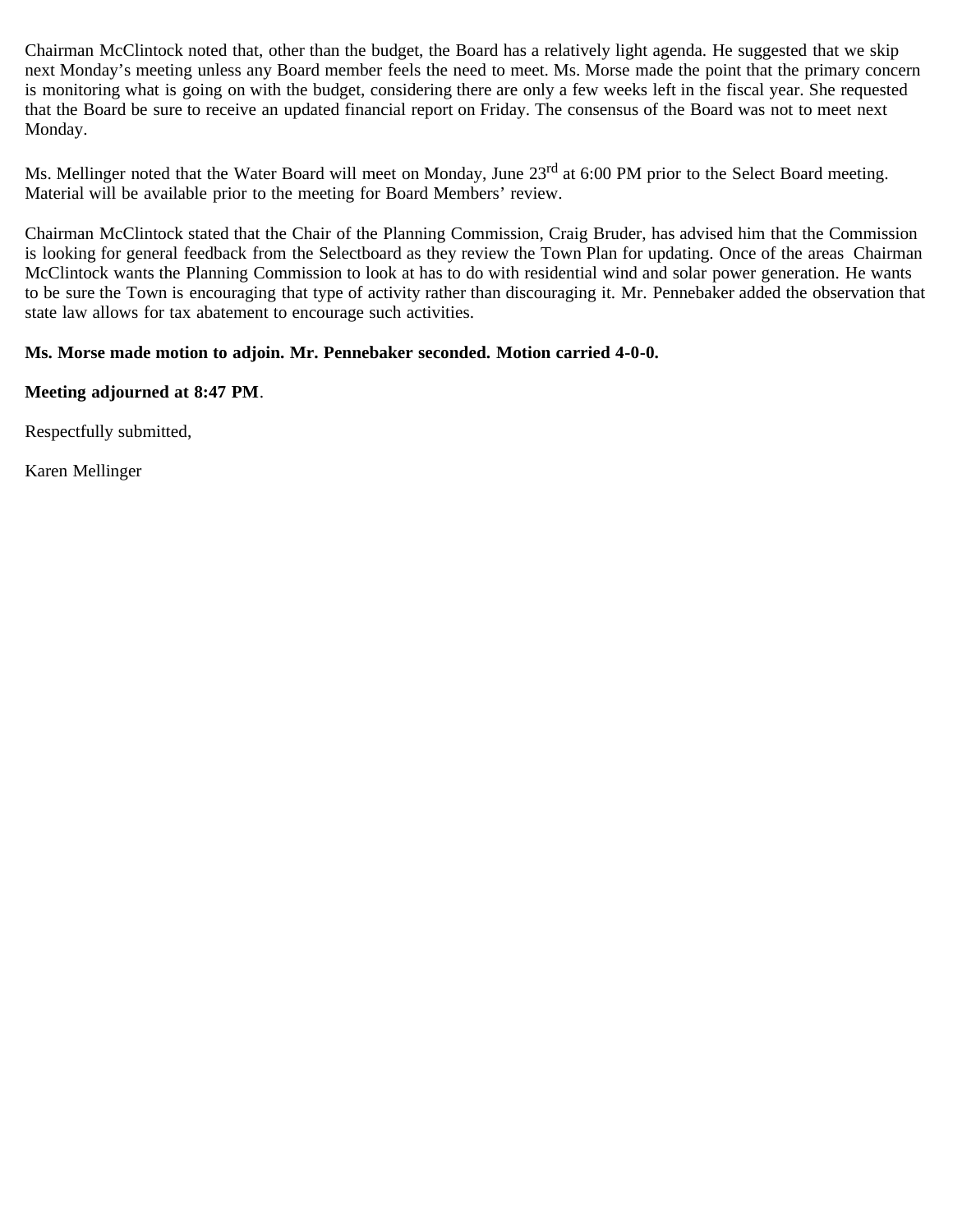Chairman McClintock noted that, other than the budget, the Board has a relatively light agenda. He suggested that we skip next Monday's meeting unless any Board member feels the need to meet. Ms. Morse made the point that the primary concern is monitoring what is going on with the budget, considering there are only a few weeks left in the fiscal year. She requested that the Board be sure to receive an updated financial report on Friday. The consensus of the Board was not to meet next Monday.

Ms. Mellinger noted that the Water Board will meet on Monday, June 23rd at 6:00 PM prior to the Select Board meeting. Material will be available prior to the meeting for Board Members' review.

Chairman McClintock stated that the Chair of the Planning Commission, Craig Bruder, has advised him that the Commission is looking for general feedback from the Selectboard as they review the Town Plan for updating. Once of the areas Chairman McClintock wants the Planning Commission to look at has to do with residential wind and solar power generation. He wants to be sure the Town is encouraging that type of activity rather than discouraging it. Mr. Pennebaker added the observation that state law allows for tax abatement to encourage such activities.

**Ms. Morse made motion to adjoin. Mr. Pennebaker seconded. Motion carried 4-0-0.**

**Meeting adjourned at 8:47 PM**.

Respectfully submitted,

Karen Mellinger